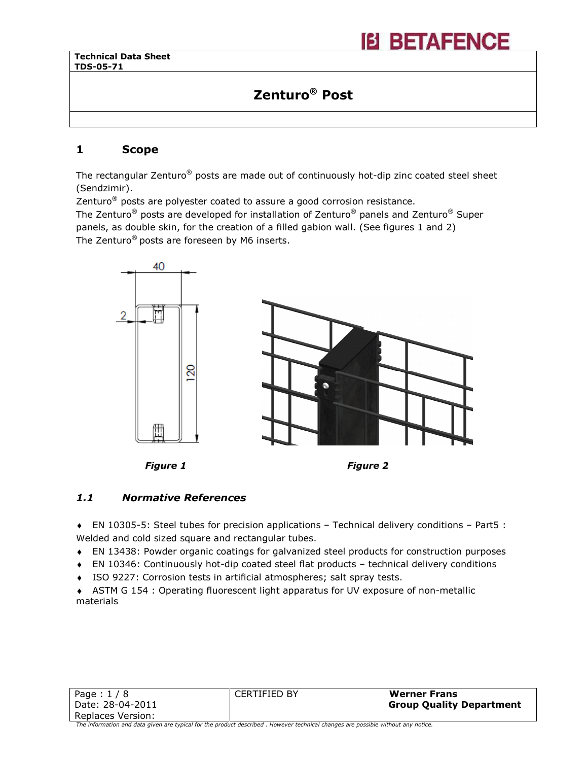Technical Data Sheet
TDS-05-71

# Zenturo® Post

## 1 Scope

The rectangular Zenturo® posts are made out of continuously hot-dip zinc coated steel sheet (Sendzimir).
Zenturo® posts are polyester coated to assure a good corrosion resistance.
The Zenturo® posts are developed for installation of Zenturo® panels and Zenturo® Super panels, as double skin, for the creation of a filled gabion wall. (See figures 1 and 2)
The Zenturo® posts are foreseen by M6 inserts.

*Figure 1*

*Figure 2*

### 1.1 Normative References

- EN 10305-5: Steel tubes for precision applications – Technical delivery conditions – Part5 : Welded and cold sized square and rectangular tubes.
- EN 13438: Powder organic coatings for galvanized steel products for construction purposes
- EN 10346: Continuously hot-dip coated steel flat products – technical delivery conditions
- ISO 9227: Corrosion tests in artificial atmospheres; salt spray tests.
- ASTM G 154 : Operating fluorescent light apparatus for UV exposure of non-metallic materials

| Page : 1 / 8<br>Date: 28-04-2011<br>Replaces Version: | CERTIFIED BY | **Werner Frans**<br>**Group Quality Department** |
|---|---|---|

*The information and data given are typical for the product described . However technical changes are possible without any notice.*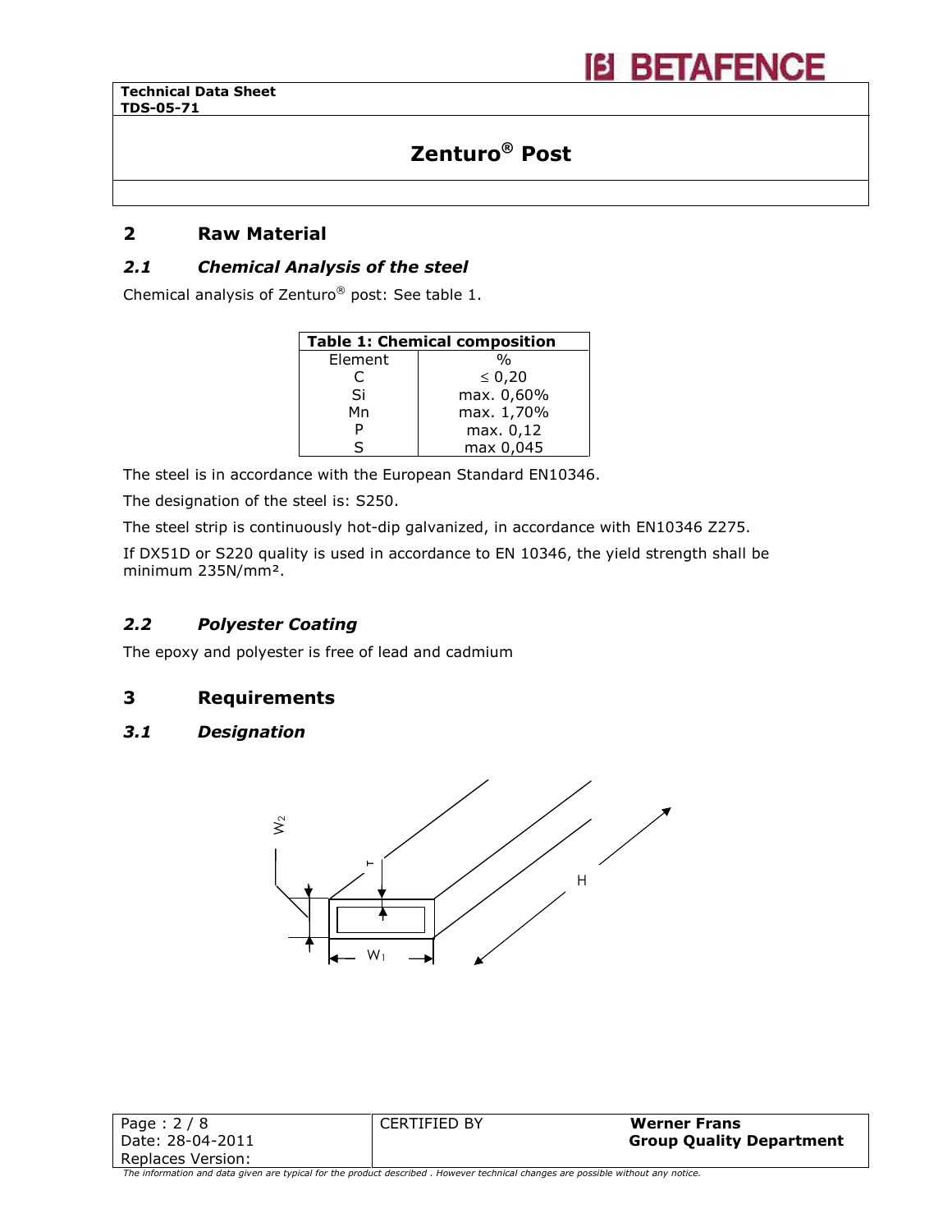## 2 Raw Material

### *2.1 Chemical Analysis of the steel*

Chemical analysis of Zenturo® post: See table 1.

| **Table 1: Chemical composition** | |
|---|---|
| Element | % |
| C | ≤ 0,20 |
| Si | max. 0,60% |
| Mn | max. 1,70% |
| P | max. 0,12 |
| S | max 0,045 |

The steel is in accordance with the European Standard EN10346.

The designation of the steel is: S250.

The steel strip is continuously hot-dip galvanized, in accordance with EN10346 Z275.

If DX51D or S220 quality is used in accordance to EN 10346, the yield strength shall be minimum 235N/mm².

### *2.2 Polyester Coating*

The epoxy and polyester is free of lead and cadmium

## 3 Requirements

### *3.1 Designation*

$W_2$ T H $W_1$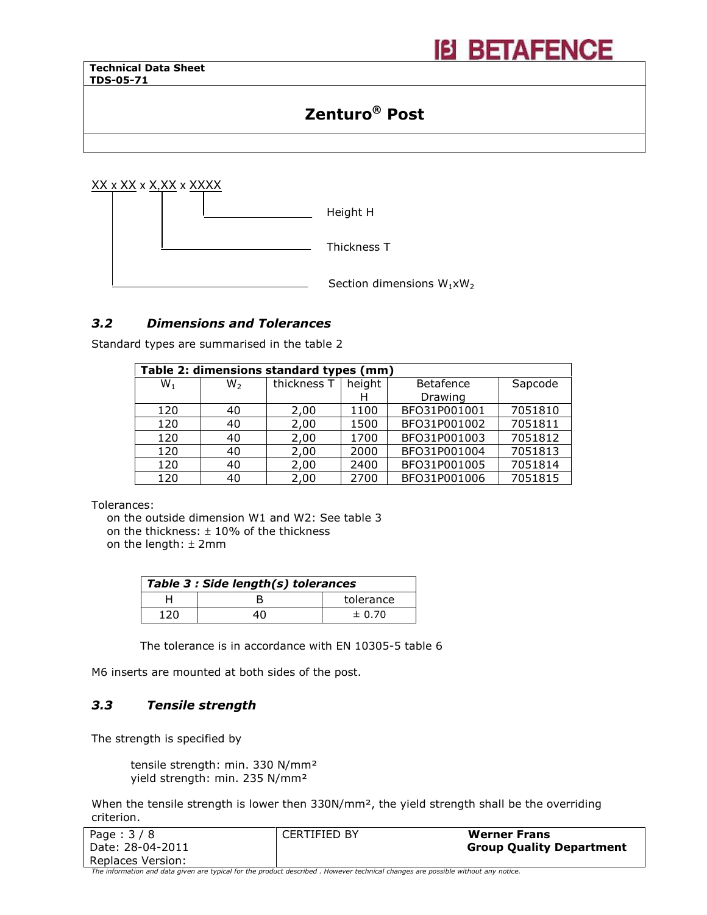XX x XX x X,XX x XXXX

Height H

Thickness T

Section dimensions $W_1$x$W_2$

### *3.2 Dimensions and Tolerances*

Standard types are summarised in the table 2

| **Table 2: dimensions standard types (mm)** | | | | | |
|---|---|---|---|---|---|
| $W_1$ | $W_2$ | thickness T | height H | Betafence Drawing | Sapcode |
| 120 | 40 | 2,00 | 1100 | BFO31P001001 | 7051810 |
| 120 | 40 | 2,00 | 1500 | BFO31P001002 | 7051811 |
| 120 | 40 | 2,00 | 1700 | BFO31P001003 | 7051812 |
| 120 | 40 | 2,00 | 2000 | BFO31P001004 | 7051813 |
| 120 | 40 | 2,00 | 2400 | BFO31P001005 | 7051814 |
| 120 | 40 | 2,00 | 2700 | BFO31P001006 | 7051815 |

Tolerances:

- on the outside dimension W1 and W2: See table 3
- on the thickness: ± 10% of the thickness
- on the length: ± 2mm

| ***Table 3 : Side length(s) tolerances*** | | |
|---|---|---|
| H | B | tolerance |
| 120 | 40 | ± 0.70 |

The tolerance is in accordance with EN 10305-5 table 6

M6 inserts are mounted at both sides of the post.

### *3.3 Tensile strength*

The strength is specified by

tensile strength: min. 330 N/mm²
yield strength: min. 235 N/mm²

When the tensile strength is lower then 330N/mm², the yield strength shall be the overriding criterion.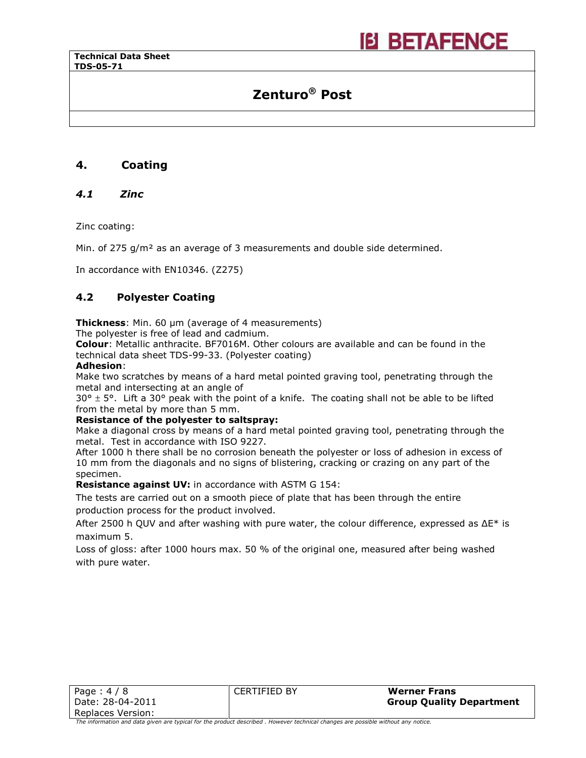# Zenturo® Post

## 4. Coating

### *4.1 Zinc*

Zinc coating:

Min. of 275 g/m² as an average of 3 measurements and double side determined.

In accordance with EN10346. (Z275)

### 4.2 Polyester Coating

**Thickness**: Min. 60 µm (average of 4 measurements)
The polyester is free of lead and cadmium.
**Colour**: Metallic anthracite. BF7016M. Other colours are available and can be found in the technical data sheet TDS-99-33. (Polyester coating)
**Adhesion**:
Make two scratches by means of a hard metal pointed graving tool, penetrating through the metal and intersecting at an angle of
30° ± 5°. Lift a 30° peak with the point of a knife. The coating shall not be able to be lifted from the metal by more than 5 mm.
**Resistance of the polyester to saltspray:**
Make a diagonal cross by means of a hard metal pointed graving tool, penetrating through the metal. Test in accordance with ISO 9227.
After 1000 h there shall be no corrosion beneath the polyester or loss of adhesion in excess of 10 mm from the diagonals and no signs of blistering, cracking or crazing on any part of the specimen.
**Resistance against UV:** in accordance with ASTM G 154:

The tests are carried out on a smooth piece of plate that has been through the entire production process for the product involved.

After 2500 h QUV and after washing with pure water, the colour difference, expressed as ΔE* is maximum 5.

Loss of gloss: after 1000 hours max. 50 % of the original one, measured after being washed with pure water.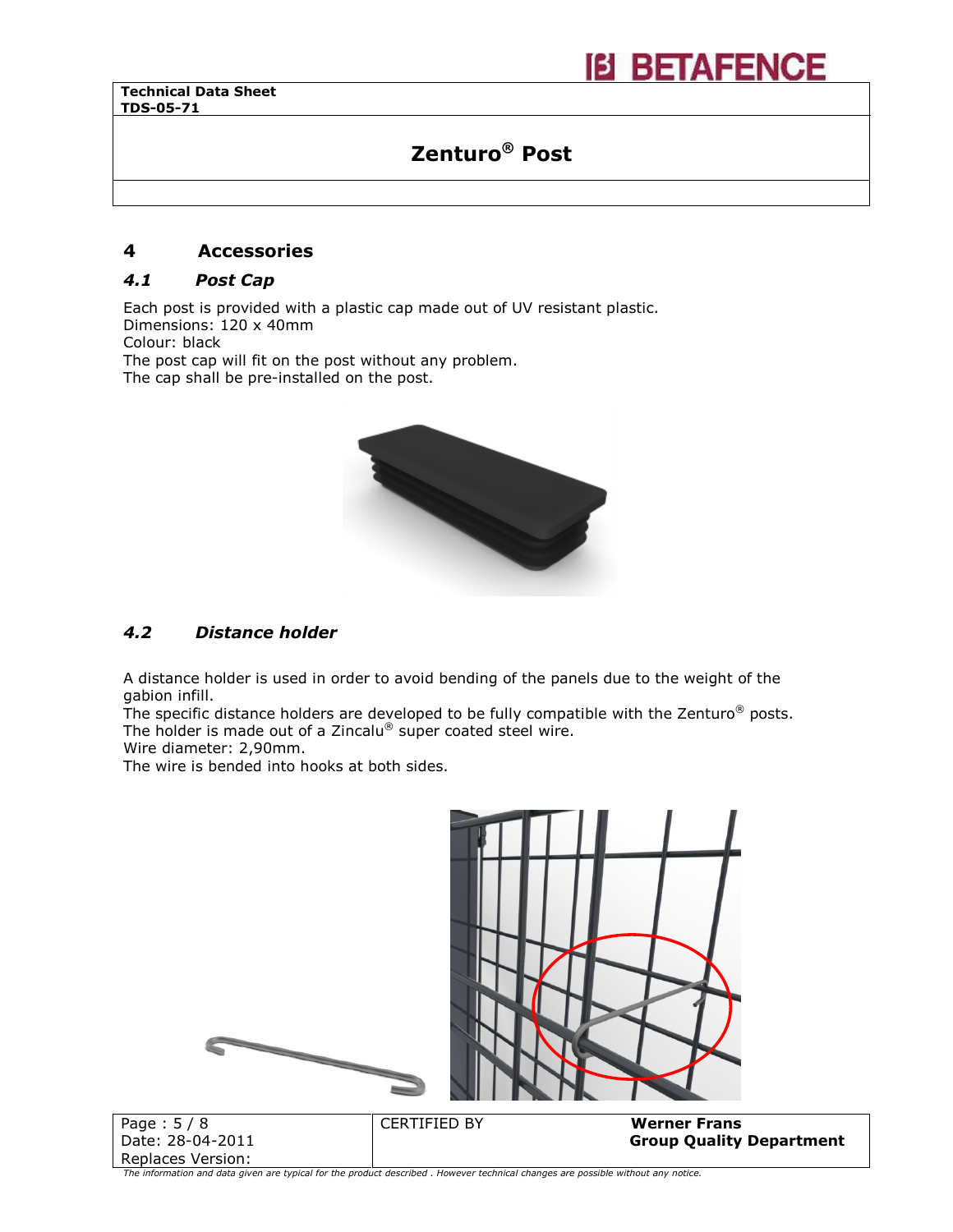## 4 Accessories

### *4.1 Post Cap*

Each post is provided with a plastic cap made out of UV resistant plastic.
Dimensions: 120 x 40mm
Colour: black
The post cap will fit on the post without any problem.
The cap shall be pre-installed on the post.

### *4.2 Distance holder*

A distance holder is used in order to avoid bending of the panels due to the weight of the gabion infill.
The specific distance holders are developed to be fully compatible with the Zenturo® posts.
The holder is made out of a Zincalu® super coated steel wire.
Wire diameter: 2,90mm.
The wire is bended into hooks at both sides.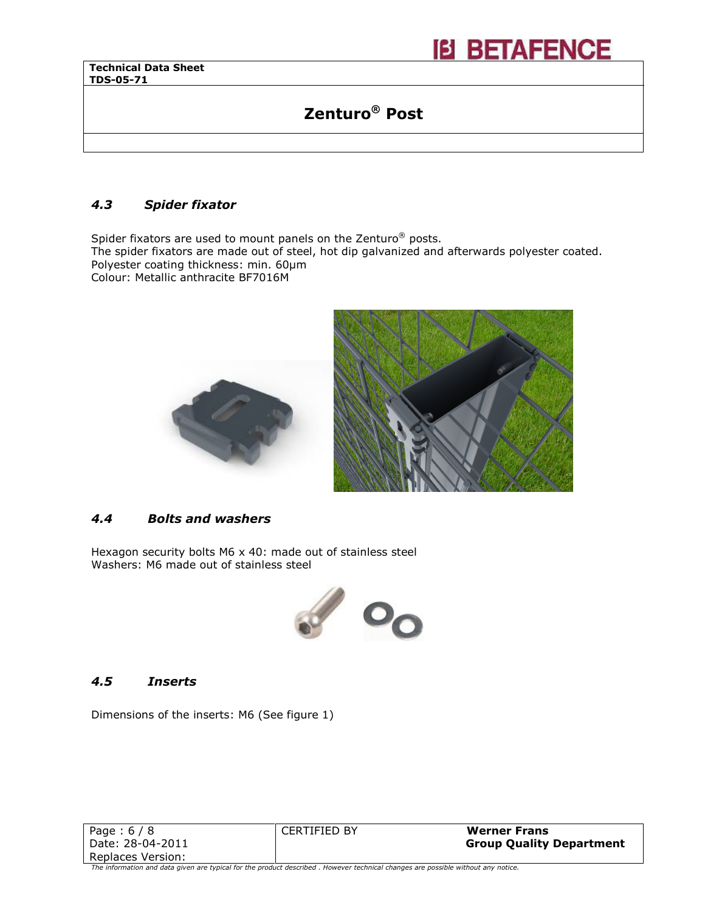#### 4.3 Spider fixator

Spider fixators are used to mount panels on the Zenturo® posts.
The spider fixators are made out of steel, hot dip galvanized and afterwards polyester coated.
Polyester coating thickness: min. 60µm
Colour: Metallic anthracite BF7016M

#### 4.4 Bolts and washers

Hexagon security bolts M6 x 40: made out of stainless steel
Washers: M6 made out of stainless steel

#### 4.5 Inserts

Dimensions of the inserts: M6 (See figure 1)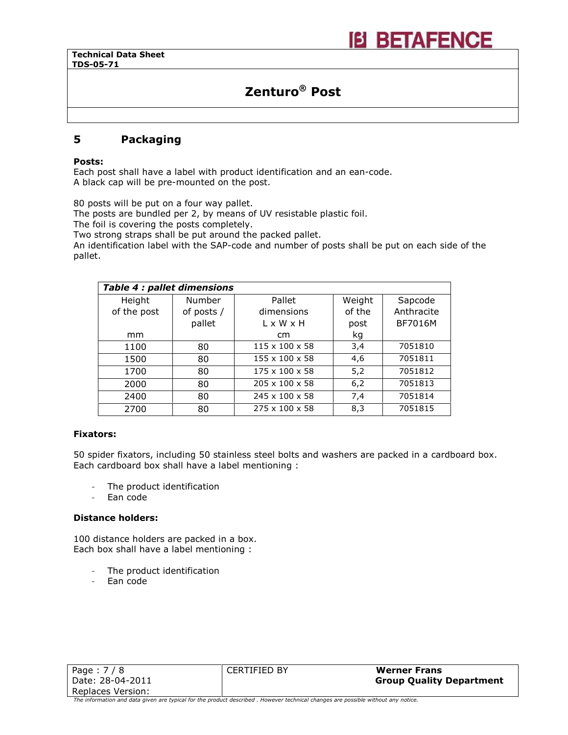## 5 Packaging

**Posts:**
Each post shall have a label with product identification and an ean-code.
A black cap will be pre-mounted on the post.

80 posts will be put on a four way pallet.
The posts are bundled per 2, by means of UV resistable plastic foil.
The foil is covering the posts completely.
Two strong straps shall be put around the packed pallet.
An identification label with the SAP-code and number of posts shall be put on each side of the pallet.

***Table 4 : pallet dimensions***

| Height of the post mm | Number of posts / pallet | Pallet dimensions L x W x H cm | Weight of the post kg | Sapcode Anthracite BF7016M |
|---|---|---|---|---|
| 1100 | 80 | 115 x 100 x 58 | 3,4 | 7051810 |
| 1500 | 80 | 155 x 100 x 58 | 4,6 | 7051811 |
| 1700 | 80 | 175 x 100 x 58 | 5,2 | 7051812 |
| 2000 | 80 | 205 x 100 x 58 | 6,2 | 7051813 |
| 2400 | 80 | 245 x 100 x 58 | 7,4 | 7051814 |
| 2700 | 80 | 275 x 100 x 58 | 8,3 | 7051815 |

**Fixators:**

50 spider fixators, including 50 stainless steel bolts and washers are packed in a cardboard box.
Each cardboard box shall have a label mentioning :

- The product identification
- Ean code

**Distance holders:**

100 distance holders are packed in a box.
Each box shall have a label mentioning :

- The product identification
- Ean code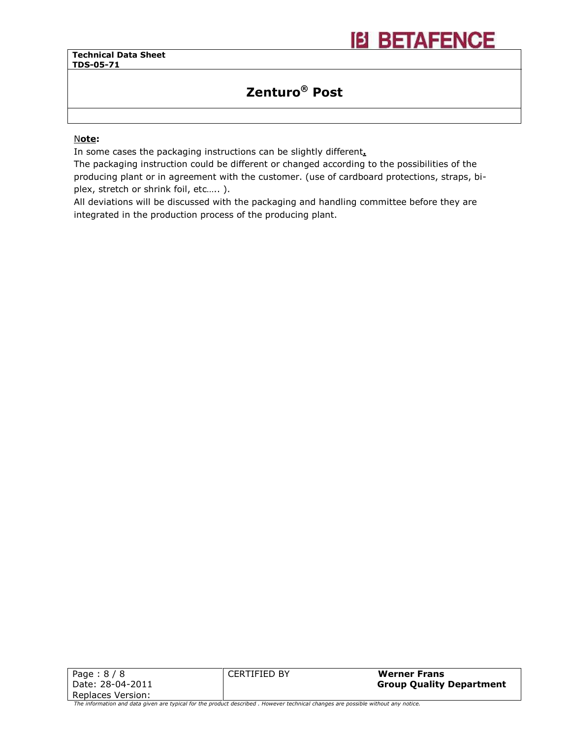**Note:**

In some cases the packaging instructions can be slightly different.

The packaging instruction could be different or changed according to the possibilities of the producing plant or in agreement with the customer. (use of cardboard protections, straps, bi-plex, stretch or shrink foil, etc….. ).

All deviations will be discussed with the packaging and handling committee before they are integrated in the production process of the producing plant.